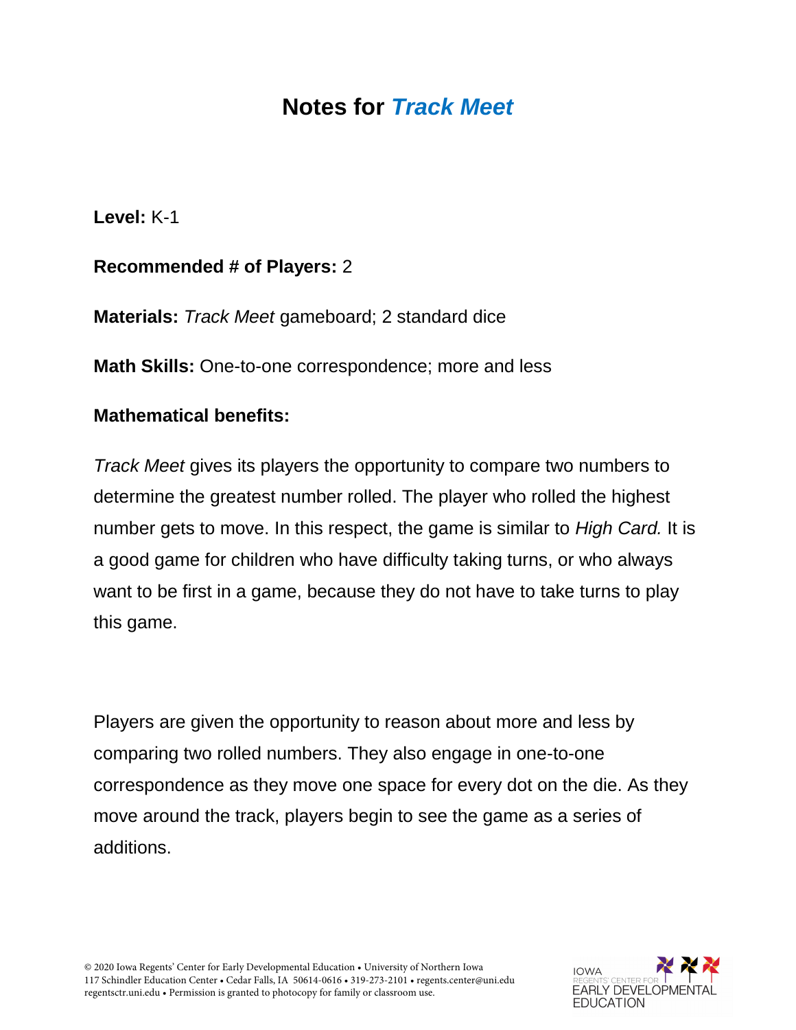# Notes for *Track Meet*

**Level:** K-1

**Recommended # of Players:** 2

**Materials:** *Track Meet* gameboard; 2 standard dice

**Math Skills:** One-to-one correspondence; more and less

**Mathematical benefits:**

*Track Meet* gives its players the opportunity to compare two numbers to determine the greatest number rolled. The player who rolled the highest number gets to move. In this respect, the game is similar to *High Card.* It is a good game for children who have difficulty taking turns, or who always want to be first in a game, because they do not have to take turns to play this game.

Players are given the opportunity to reason about more and less by comparing two rolled numbers. They also engage in one-to-one correspondence as they move one space for every dot on the die. As they move around the track, players begin to see the game as a series of additions.

© 2020 Iowa Regents' Center for Early Developmental Education • University of Northern Iowa
117 Schindler Education Center • Cedar Falls, IA 50614-0616 • 319-273-2101 • regents.center@uni.edu
regentsctr.uni.edu • Permission is granted to photocopy for family or classroom use.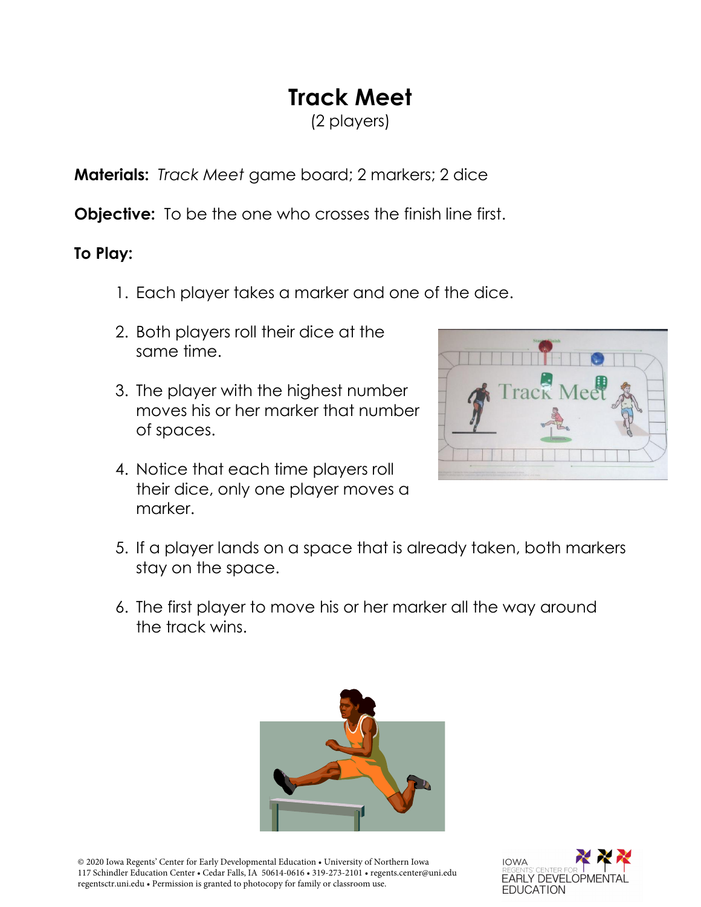# Track Meet

(2 players)

**Materials:** *Track Meet* game board; 2 markers; 2 dice

**Objective:** To be the one who crosses the finish line first.

**To Play:**

1. Each player takes a marker and one of the dice.
2. Both players roll their dice at the same time.
3. The player with the highest number moves his or her marker that number of spaces.
4. Notice that each time players roll their dice, only one player moves a marker.
5. If a player lands on a space that is already taken, both markers stay on the space.
6. The first player to move his or her marker all the way around the track wins.

© 2020 Iowa Regents' Center for Early Developmental Education • University of Northern Iowa
117 Schindler Education Center • Cedar Falls, IA 50614-0616 • 319-273-2101 • regents.center@uni.edu
regentsctr.uni.edu • Permission is granted to photocopy for family or classroom use.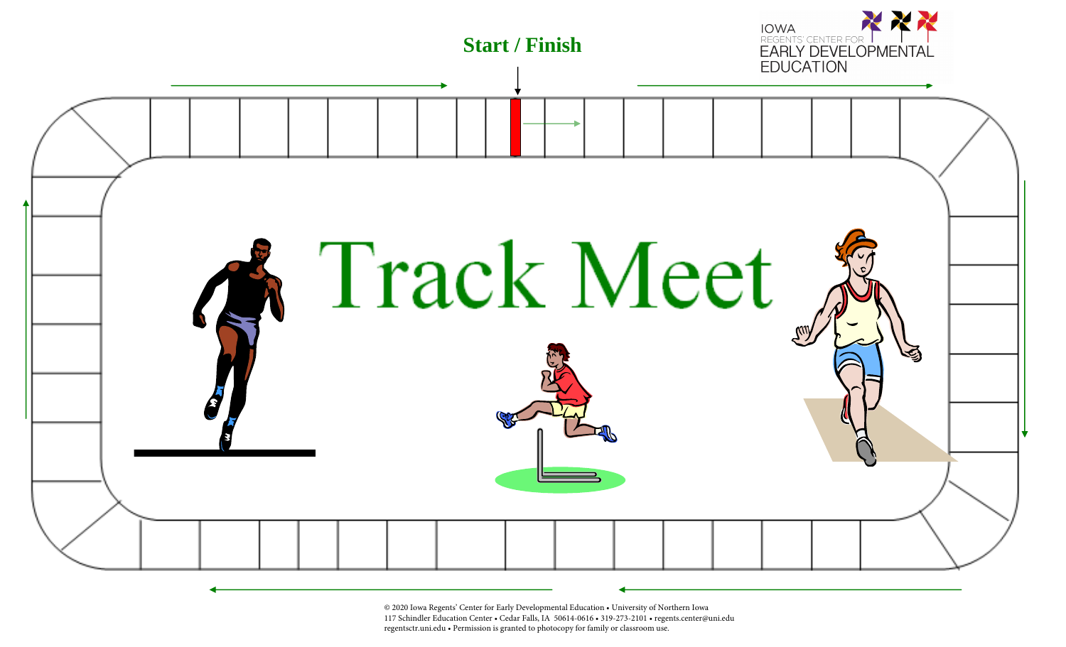Start / Finish

IOWA
REGENTS' CENTER FOR
EARLY DEVELOPMENTAL
EDUCATION

# Track Meet

© 2020 Iowa Regents' Center for Early Developmental Education • University of Northern Iowa
117 Schindler Education Center • Cedar Falls, IA 50614-0616 • 319-273-2101 • regents.center@uni.edu
regentsctr.uni.edu • Permission is granted to photocopy for family or classroom use.